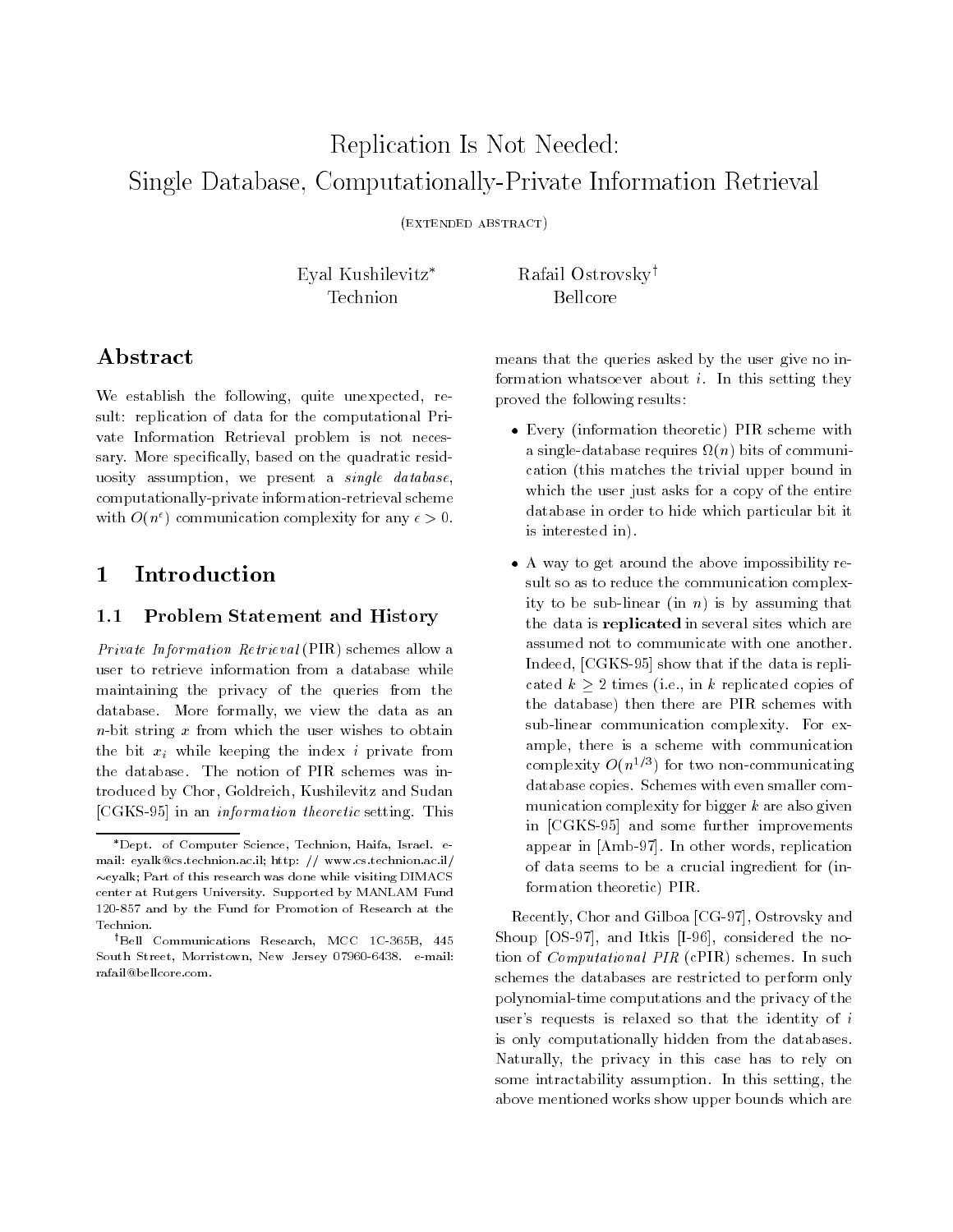# Replication Is Not Needed: Single Database, Computationally-Private Information Retrieval

(extended abstract)

Eyal Kushilevitz* — Technion

Rafail Ostrovsky† — Bellcore

## Abstract

We establish the following, quite unexpected, result: replication of data for the computational Private Information Retrieval problem is not necessary. More specifically, based on the quadratic residuosity assumption, we present a *single database*, computationally-private information-retrieval scheme with $O(n^{\epsilon})$ communication complexity for any $\epsilon > 0$.

## 1 Introduction

### 1.1 Problem Statement and History

*Private Information Retrieval* (PIR) schemes allow a user to retrieve information from a database while maintaining the privacy of the queries from the database. More formally, we view the data as an $n$-bit string $x$ from which the user wishes to obtain the bit $x_i$ while keeping the index $i$ private from the database. The notion of PIR schemes was introduced by Chor, Goldreich, Kushilevitz and Sudan [CGKS-95] in an *information theoretic* setting. This means that the queries asked by the user give no information whatsoever about $i$. In this setting they proved the following results:

- Every (information theoretic) PIR scheme with a single-database requires $\Omega(n)$ bits of communication (this matches the trivial upper bound in which the user just asks for a copy of the entire database in order to hide which particular bit it is interested in).
- A way to get around the above impossibility result so as to reduce the communication complexity to be sub-linear (in $n$) is by assuming that the data is **replicated** in several sites which are assumed not to communicate with one another. Indeed, [CGKS-95] show that if the data is replicated $k \geq 2$ times (i.e., in $k$ replicated copies of the database) then there are PIR schemes with sub-linear communication complexity. For example, there is a scheme with communication complexity $O(n^{1/3})$ for two non-communicating database copies. Schemes with even smaller communication complexity for bigger $k$ are also given in [CGKS-95] and some further improvements appear in [Amb-97]. In other words, replication of data seems to be a crucial ingredient for (information theoretic) PIR.

Recently, Chor and Gilboa [CG-97], Ostrovsky and Shoup [OS-97], and Itkis [I-96], considered the notion of *Computational PIR* (cPIR) schemes. In such schemes the databases are restricted to perform only polynomial-time computations and the privacy of the user's requests is relaxed so that the identity of $i$ is only computationally hidden from the databases. Naturally, the privacy in this case has to rely on some intractability assumption. In this setting, the above mentioned works show upper bounds which are

---

*Dept. of Computer Science, Technion, Haifa, Israel. e-mail: eyalk@cs.technion.ac.il; http: // www.cs.technion.ac.il/~eyalk; Part of this research was done while visiting DIMACS center at Rutgers University. Supported by MANLAM Fund 120-857 and by the Fund for Promotion of Research at the Technion.

†Bell Communications Research, MCC 1C-365B, 445 South Street, Morristown, New Jersey 07960-6438. e-mail: rafail@bellcore.com.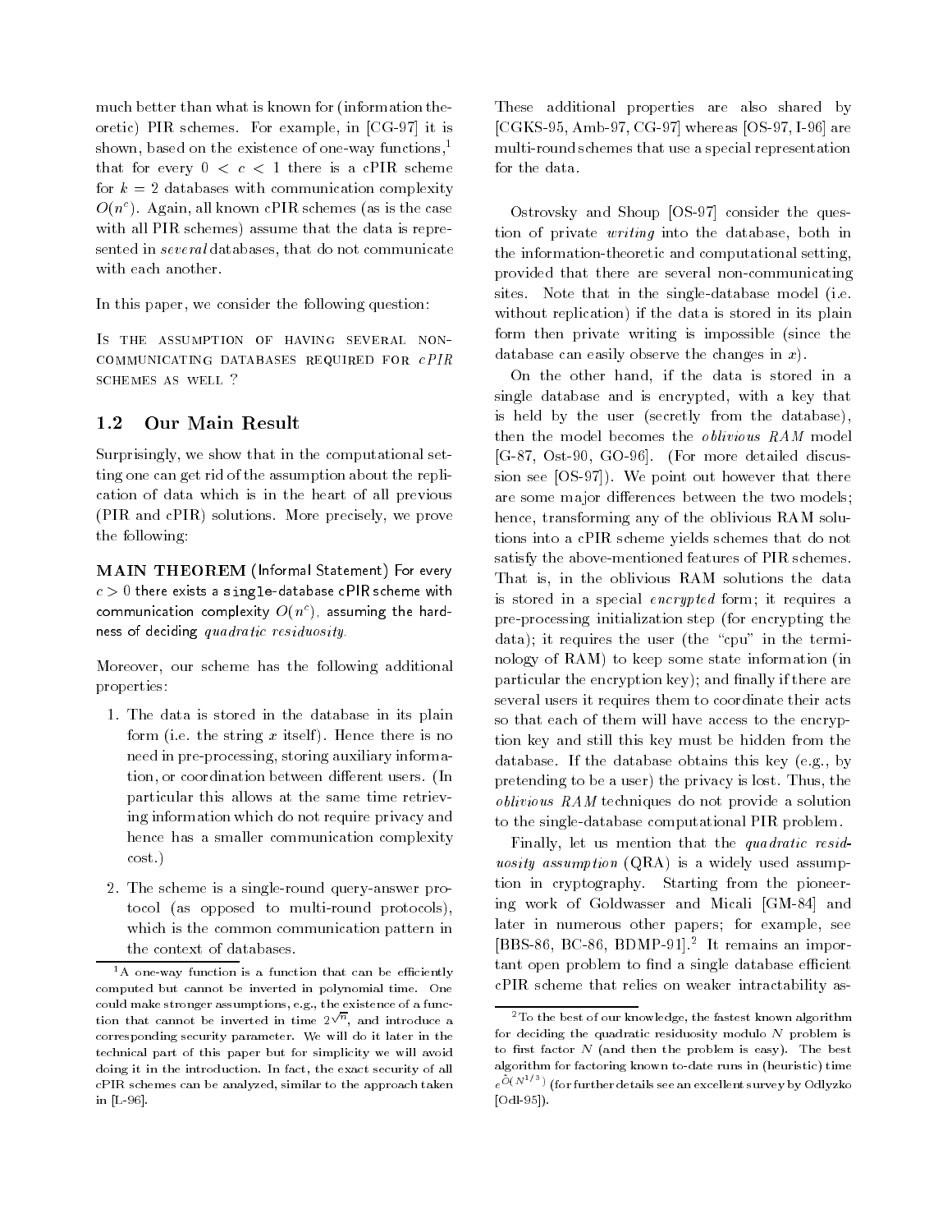much better than what is known for (information theoretic) PIR schemes. For example, in [CG-97] it is shown, based on the existence of one-way functions,[1] that for every $0 < c < 1$ there is a cPIR scheme for $k = 2$ databases with communication complexity $O(n^c)$. Again, all known cPIR schemes (as is the case with all PIR schemes) assume that the data is represented in *several* databases, that do not communicate with each another.

In this paper, we consider the following question:

IS THE ASSUMPTION OF HAVING SEVERAL NON-COMMUNICATING DATABASES REQUIRED FOR *cPIR* SCHEMES AS WELL ?

## 1.2 Our Main Result

Surprisingly, we show that in the computational setting one can get rid of the assumption about the replication of data which is in the heart of all previous (PIR and cPIR) solutions. More precisely, we prove the following:

**MAIN THEOREM** (Informal Statement) For every $c > 0$ there exists a single-database cPIR scheme with communication complexity $O(n^c)$, assuming the hardness of deciding *quadratic residuosity*.

Moreover, our scheme has the following additional properties:

1. The data is stored in the database in its plain form (i.e. the string $x$ itself). Hence there is no need in pre-processing, storing auxiliary information, or coordination between different users. (In particular this allows at the same time retrieving information which do not require privacy and hence has a smaller communication complexity cost.)
2. The scheme is a single-round query-answer protocol (as opposed to multi-round protocols), which is the common communication pattern in the context of databases.

These additional properties are also shared by [CGKS-95, Amb-97, CG-97] whereas [OS-97, I-96] are multi-round schemes that use a special representation for the data.

Ostrovsky and Shoup [OS-97] consider the question of private *writing* into the database, both in the information-theoretic and computational setting, provided that there are several non-communicating sites. Note that in the single-database model (i.e. without replication) if the data is stored in its plain form then private writing is impossible (since the database can easily observe the changes in $x$).

On the other hand, if the data is stored in a single database and is encrypted, with a key that is held by the user (secretly from the database), then the model becomes the *oblivious RAM* model [G-87, Ost-90, GO-96]. (For more detailed discussion see [OS-97]). We point out however that there are some major differences between the two models; hence, transforming any of the oblivious RAM solutions into a cPIR scheme yields schemes that do not satisfy the above-mentioned features of PIR schemes. That is, in the oblivious RAM solutions the data is stored in a special *encrypted* form; it requires a pre-processing initialization step (for encrypting the data); it requires the user (the "cpu" in the terminology of RAM) to keep some state information (in particular the encryption key); and finally if there are several users it requires them to coordinate their acts so that each of them will have access to the encryption key and still this key must be hidden from the database. If the database obtains this key (e.g., by pretending to be a user) the privacy is lost. Thus, the *oblivious RAM* techniques do not provide a solution to the single-database computational PIR problem.

Finally, let us mention that the *quadratic residuosity assumption* (QRA) is a widely used assumption in cryptography. Starting from the pioneering work of Goldwasser and Micali [GM-84] and later in numerous other papers; for example, see [BBS-86, BC-86, BDMP-91].[2] It remains an important open problem to find a single database efficient cPIR scheme that relies on weaker intractability as-

[1] A one-way function is a function that can be efficiently computed but cannot be inverted in polynomial time. One could make stronger assumptions, e.g., the existence of a function that cannot be inverted in time $2^{\sqrt{n}}$, and introduce a corresponding security parameter. We will do it later in the technical part of this paper but for simplicity we will avoid doing it in the introduction. In fact, the exact security of all cPIR schemes can be analyzed, similar to the approach taken in [L-96].

[2] To the best of our knowledge, the fastest known algorithm for deciding the quadratic residuosity modulo $N$ problem is to first factor $N$ (and then the problem is easy). The best algorithm for factoring known to-date runs in (heuristic) time $e^{\tilde{O}(N^{1/3})}$ (for further details see an excellent survey by Odlyzko [Odl-95]).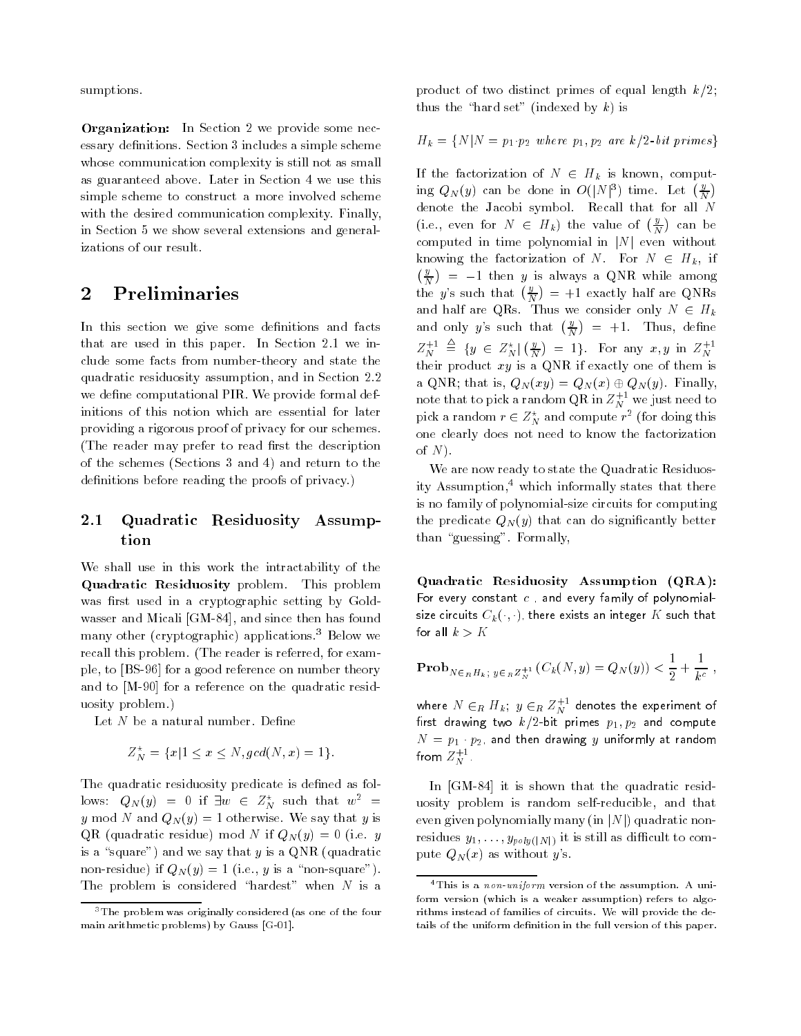sumptions.

**Organization:** In Section 2 we provide some necessary definitions. Section 3 includes a simple scheme whose communication complexity is still not as small as guaranteed above. Later in Section 4 we use this simple scheme to construct a more involved scheme with the desired communication complexity. Finally, in Section 5 we show several extensions and generalizations of our result.

# 2 Preliminaries

In this section we give some definitions and facts that are used in this paper. In Section 2.1 we include some facts from number-theory and state the quadratic residuosity assumption, and in Section 2.2 we define computational PIR. We provide formal definitions of this notion which are essential for later providing a rigorous proof of privacy for our schemes. (The reader may prefer to read first the description of the schemes (Sections 3 and 4) and return to the definitions before reading the proofs of privacy.)

## 2.1 Quadratic Residuosity Assumption

We shall use in this work the intractability of the **Quadratic Residuosity** problem. This problem was first used in a cryptographic setting by Goldwasser and Micali [GM-84], and since then has found many other (cryptographic) applications.[3] Below we recall this problem. (The reader is referred, for example, to [BS-96] for a good reference on number theory and to [M-90] for a reference on the quadratic residuosity problem.)

Let $N$ be a natural number. Define

$$Z_N^* = \{x | 1 \le x \le N, gcd(N, x) = 1\}.$$

The quadratic residuosity predicate is defined as follows: $Q_N(y) = 0$ if $\exists w \in Z_N^*$ such that $w^2 = y \bmod N$ and $Q_N(y) = 1$ otherwise. We say that $y$ is QR (quadratic residue) mod $N$ if $Q_N(y) = 0$ (i.e. $y$ is a "square") and we say that $y$ is a QNR (quadratic non-residue) if $Q_N(y) = 1$ (i.e., $y$ is a "non-square"). The problem is considered "hardest" when $N$ is a product of two distinct primes of equal length $k/2$; thus the "hard set" (indexed by $k$) is

$$H_k = \{N | N = p_1 \cdot p_2 \ \textit{where} \ p_1, p_2 \ \textit{are} \ k/2\textit{-bit primes}\}$$

If the factorization of $N \in H_k$ is known, computing $Q_N(y)$ can be done in $O(|N|^3)$ time. Let $\left(\frac{y}{N}\right)$ denote the Jacobi symbol. Recall that for all $N$ (i.e., even for $N \in H_k$) the value of $\left(\frac{y}{N}\right)$ can be computed in time polynomial in $|N|$ even without knowing the factorization of $N$. For $N \in H_k$, if $\left(\frac{y}{N}\right) = -1$ then $y$ is always a QNR while among the $y$'s such that $\left(\frac{y}{N}\right) = +1$ exactly half are QNRs and half are QRs. Thus we consider only $N \in H_k$ and only $y$'s such that $\left(\frac{y}{N}\right) = +1$. Thus, define $Z_N^{+1} \triangleq \{y \in Z_N^* | \left(\frac{y}{N}\right) = 1\}$. For any $x, y$ in $Z_N^{+1}$ their product $xy$ is a QNR if exactly one of them is a QNR; that is, $Q_N(xy) = Q_N(x) \oplus Q_N(y)$. Finally, note that to pick a random QR in $Z_N^{+1}$ we just need to pick a random $r \in Z_N^*$ and compute $r^2$ (for doing this one clearly does not need to know the factorization of $N$).

We are now ready to state the Quadratic Residuosity Assumption,[4] which informally states that there is no family of polynomial-size circuits for computing the predicate $Q_N(y)$ that can do significantly better than "guessing". Formally,

**Quadratic Residuosity Assumption (QRA):** For every constant $c$, and every family of polynomial-size circuits $C_k(\cdot,\cdot)$, there exists an integer $K$ such that for all $k > K$

$$\mathbf{Prob}_{N \in_R H_k;\ y \in_R Z_N^{+1}} \left( C_k(N, y) = Q_N(y) \right) < \frac{1}{2} + \frac{1}{k^c} \ ,$$

where $N \in_R H_k;\ y \in_R Z_N^{+1}$ denotes the experiment of first drawing two $k/2$-bit primes $p_1, p_2$ and compute $N = p_1 \cdot p_2$, and then drawing $y$ uniformly at random from $Z_N^{+1}$.

In [GM-84] it is shown that the quadratic residuosity problem is random self-reducible, and that even given polynomially many (in $|N|$) quadratic non-residues $y_1, \ldots, y_{poly(|N|)}$ it is still as difficult to compute $Q_N(x)$ as without $y$'s.

---

[3] The problem was originally considered (as one of the four main arithmetic problems) by Gauss [G-01].

[4] This is a *non-uniform* version of the assumption. A uniform version (which is a weaker assumption) refers to algorithms instead of families of circuits. We will provide the details of the uniform definition in the full version of this paper.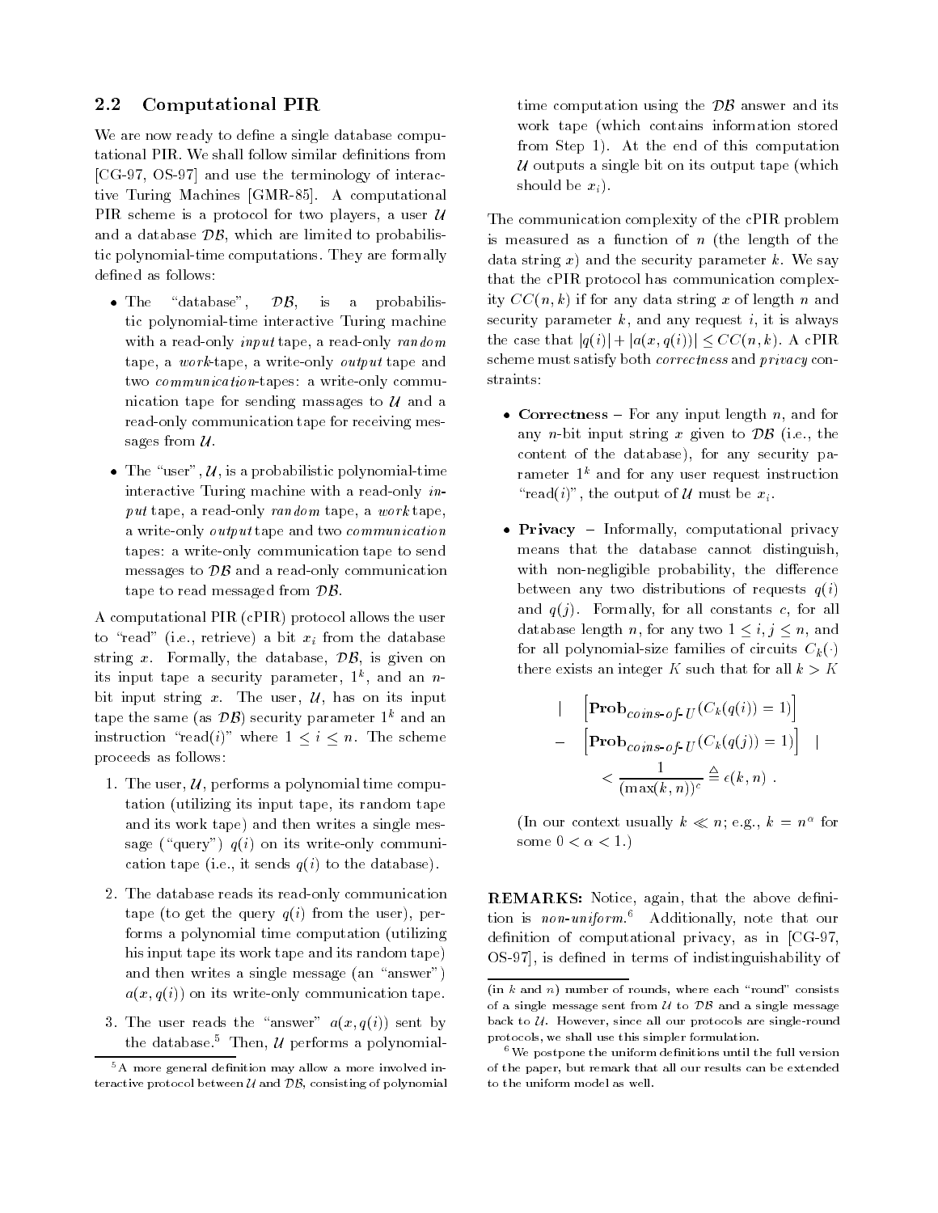## 2.2 Computational PIR

We are now ready to define a single database computational PIR. We shall follow similar definitions from [CG-97, OS-97] and use the terminology of interactive Turing Machines [GMR-85]. A computational PIR scheme is a protocol for two players, a user $\mathcal{U}$ and a database $\mathcal{DB}$, which are limited to probabilistic polynomial-time computations. They are formally defined as follows:

- The "database", $\mathcal{DB}$, is a probabilistic polynomial-time interactive Turing machine with a read-only *input* tape, a read-only *random* tape, a *work*-tape, a write-only *output* tape and two *communication*-tapes: a write-only communication tape for sending massages to $\mathcal{U}$ and a read-only communication tape for receiving messages from $\mathcal{U}$.
- The "user", $\mathcal{U}$, is a probabilistic polynomial-time interactive Turing machine with a read-only *input* tape, a read-only *random* tape, a *work* tape, a write-only *output* tape and two *communication* tapes: a write-only communication tape to send messages to $\mathcal{DB}$ and a read-only communication tape to read messaged from $\mathcal{DB}$.

A computational PIR (cPIR) protocol allows the user to "read" (i.e., retrieve) a bit $x_i$ from the database string $x$. Formally, the database, $\mathcal{DB}$, is given on its input tape a security parameter, $1^k$, and an $n$-bit input string $x$. The user, $\mathcal{U}$, has on its input tape the same (as $\mathcal{DB}$) security parameter $1^k$ and an instruction "read($i$)" where $1 \leq i \leq n$. The scheme proceeds as follows:

1. The user, $\mathcal{U}$, performs a polynomial time computation (utilizing its input tape, its random tape and its work tape) and then writes a single message ("query") $q(i)$ on its write-only communication tape (i.e., it sends $q(i)$ to the database).
2. The database reads its read-only communication tape (to get the query $q(i)$ from the user), performs a polynomial time computation (utilizing his input tape its work tape and its random tape) and then writes a single message (an "answer") $a(x, q(i))$ on its write-only communication tape.
3. The user reads the "answer" $a(x, q(i))$ sent by the database.[5] Then, $\mathcal{U}$ performs a polynomial-time computation using the $\mathcal{DB}$ answer and its work tape (which contains information stored from Step 1). At the end of this computation $\mathcal{U}$ outputs a single bit on its output tape (which should be $x_i$).

The communication complexity of the cPIR problem is measured as a function of $n$ (the length of the data string $x$) and the security parameter $k$. We say that the cPIR protocol has communication complexity $CC(n, k)$ if for any data string $x$ of length $n$ and security parameter $k$, and any request $i$, it is always the case that $|q(i)| + |a(x, q(i))| \leq CC(n, k)$. A cPIR scheme must satisfy both *correctness* and *privacy* constraints:

- **Correctness** – For any input length $n$, and for any $n$-bit input string $x$ given to $\mathcal{DB}$ (i.e., the content of the database), for any security parameter $1^k$ and for any user request instruction "read($i$)", the output of $\mathcal{U}$ must be $x_i$.
- **Privacy** – Informally, computational privacy means that the database cannot distinguish, with non-negligible probability, the difference between any two distributions of requests $q(i)$ and $q(j)$. Formally, for all constants $c$, for all database length $n$, for any two $1 \leq i, j \leq n$, and for all polynomial-size families of circuits $C_k(\cdot)$ there exists an integer $K$ such that for all $k > K$

$$\left| \left[ \mathbf{Prob}_{coins\text{-}of\text{-}U}(C_k(q(i)) = 1) \right] - \left[ \mathbf{Prob}_{coins\text{-}of\text{-}U}(C_k(q(j)) = 1) \right] \right| < \frac{1}{(\max(k, n))^c} \triangleq \epsilon(k, n) .$$

  (In our context usually $k \ll n$; e.g., $k = n^{\alpha}$ for some $0 < \alpha < 1$.)

**REMARKS:** Notice, again, that the above definition is *non-uniform*.[6] Additionally, note that our definition of computational privacy, as in [CG-97, OS-97], is defined in terms of indistinguishability of

---

[5] A more general definition may allow a more involved interactive protocol between $\mathcal{U}$ and $\mathcal{DB}$, consisting of polynomial (in $k$ and $n$) number of rounds, where each "round" consists of a single message sent from $\mathcal{U}$ to $\mathcal{DB}$ and a single message back to $\mathcal{U}$. However, since all our protocols are single-round protocols, we shall use this simpler formulation.

[6] We postpone the uniform definitions until the full version of the paper, but remark that all our results can be extended to the uniform model as well.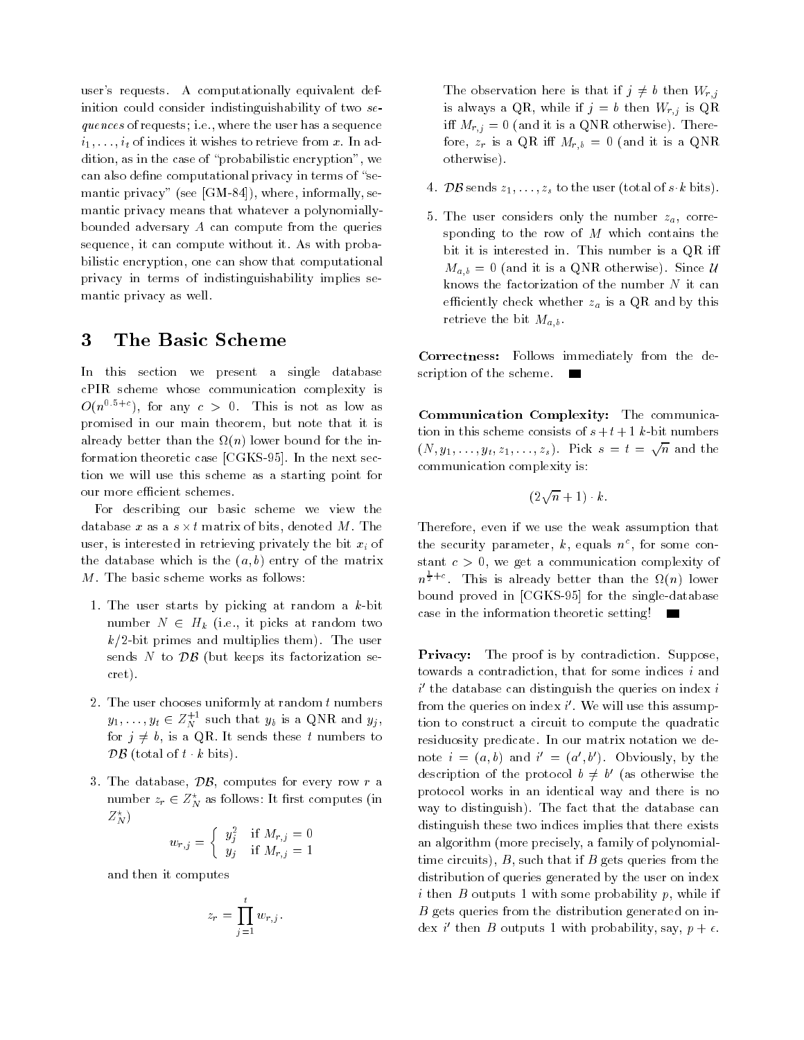user's requests. A computationally equivalent definition could consider indistinguishability of two *sequences* of requests; i.e., where the user has a sequence $i_1, \ldots, i_t$ of indices it wishes to retrieve from $x$. In addition, as in the case of "probabilistic encryption", we can also define computational privacy in terms of "semantic privacy" (see [GM-84]), where, informally, semantic privacy means that whatever a polynomially-bounded adversary $A$ can compute from the queries sequence, it can compute without it. As with probabilistic encryption, one can show that computational privacy in terms of indistinguishability implies semantic privacy as well.

# 3 The Basic Scheme

In this section we present a single database cPIR scheme whose communication complexity is $O(n^{0.5+c})$, for any $c > 0$. This is not as low as promised in our main theorem, but note that it is already better than the $\Omega(n)$ lower bound for the information theoretic case [CGKS-95]. In the next section we will use this scheme as a starting point for our more efficient schemes.

For describing our basic scheme we view the database $x$ as a $s \times t$ matrix of bits, denoted $M$. The user, is interested in retrieving privately the bit $x_i$ of the database which is the $(a, b)$ entry of the matrix $M$. The basic scheme works as follows:

1. The user starts by picking at random a $k$-bit number $N \in H_k$ (i.e., it picks at random two $k/2$-bit primes and multiplies them). The user sends $N$ to $\mathcal{DB}$ (but keeps its factorization secret).

2. The user chooses uniformly at random $t$ numbers $y_1, \ldots, y_t \in Z_N^{+1}$ such that $y_b$ is a QNR and $y_j$, for $j \neq b$, is a QR. It sends these $t$ numbers to $\mathcal{DB}$ (total of $t \cdot k$ bits).

3. The database, $\mathcal{DB}$, computes for every row $r$ a number $z_r \in Z_N^*$ as follows: It first computes (in $Z_N^*$)
$$w_{r,j} = \begin{cases} y_j^2 & \text{if } M_{r,j} = 0 \\ y_j & \text{if } M_{r,j} = 1 \end{cases}$$
and then it computes
$$z_r = \prod_{j=1}^{t} w_{r,j}.$$
The observation here is that if $j \neq b$ then $W_{r,j}$ is always a QR, while if $j = b$ then $W_{r,j}$ is QR iff $M_{r,j} = 0$ (and it is a QNR otherwise). Therefore, $z_r$ is a QR iff $M_{r,b} = 0$ (and it is a QNR otherwise).

4. $\mathcal{DB}$ sends $z_1, \ldots, z_s$ to the user (total of $s \cdot k$ bits).

5. The user considers only the number $z_a$, corresponding to the row of $M$ which contains the bit it is interested in. This number is a QR iff $M_{a,b} = 0$ (and it is a QNR otherwise). Since $\mathcal{U}$ knows the factorization of the number $N$ it can efficiently check whether $z_a$ is a QR and by this retrieve the bit $M_{a,b}$.

**Correctness:** Follows immediately from the description of the scheme. ∎

**Communication Complexity:** The communication in this scheme consists of $s + t + 1$ $k$-bit numbers $(N, y_1, \ldots, y_t, z_1, \ldots, z_s)$. Pick $s = t = \sqrt{n}$ and the communication complexity is:
$$(2\sqrt{n} + 1) \cdot k.$$
Therefore, even if we use the weak assumption that the security parameter, $k$, equals $n^c$, for some constant $c > 0$, we get a communication complexity of $n^{\frac{1}{2}+c}$. This is already better than the $\Omega(n)$ lower bound proved in [CGKS-95] for the single-database case in the information theoretic setting! ∎

**Privacy:** The proof is by contradiction. Suppose, towards a contradiction, that for some indices $i$ and $i'$ the database can distinguish the queries on index $i$ from the queries on index $i'$. We will use this assumption to construct a circuit to compute the quadratic residuosity predicate. In our matrix notation we denote $i = (a, b)$ and $i' = (a', b')$. Obviously, by the description of the protocol $b \neq b'$ (as otherwise the protocol works in an identical way and there is no way to distinguish). The fact that the database can distinguish these two indices implies that there exists an algorithm (more precisely, a family of polynomial-time circuits), $B$, such that if $B$ gets queries from the distribution of queries generated by the user on index $i$ then $B$ outputs 1 with some probability $p$, while if $B$ gets queries from the distribution generated on index $i'$ then $B$ outputs 1 with probability, say, $p + \epsilon$.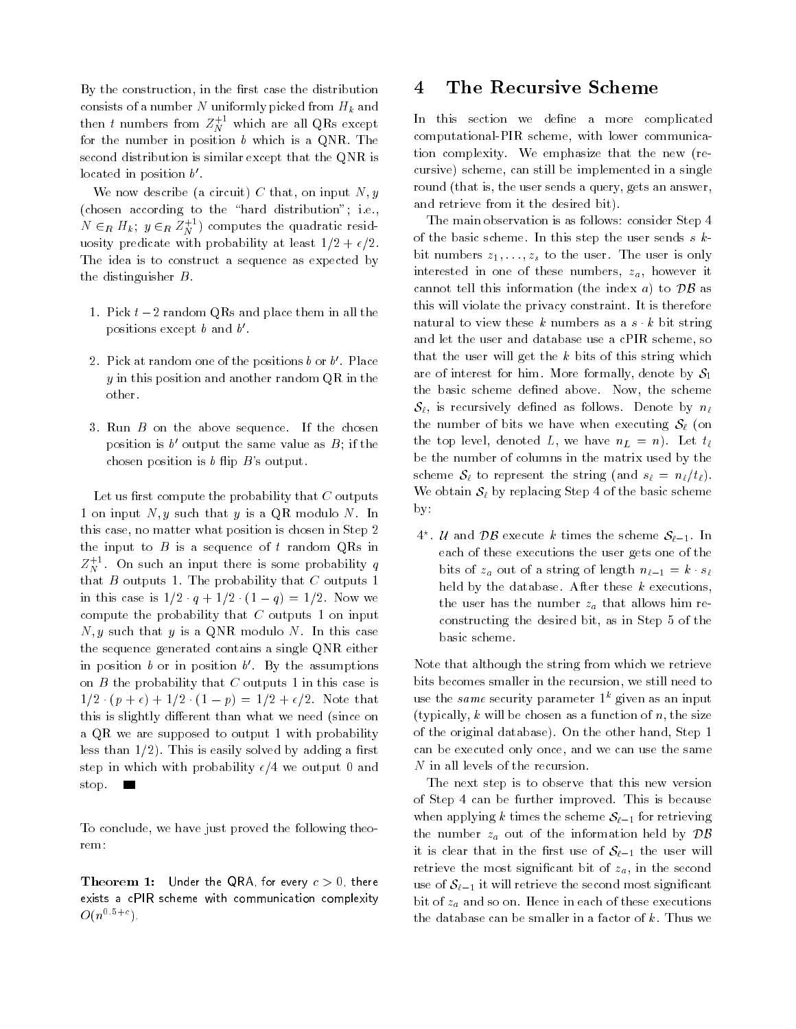By the construction, in the first case the distribution consists of a number $N$ uniformly picked from $H_k$ and then $t$ numbers from $Z_N^{+1}$ which are all QRs except for the number in position $b$ which is a QNR. The second distribution is similar except that the QNR is located in position $b'$.

We now describe (a circuit) $C$ that, on input $N, y$ (chosen according to the "hard distribution"; i.e., $N \in_R H_k$; $y \in_R Z_N^{+1}$) computes the quadratic residuosity predicate with probability at least $1/2 + \epsilon/2$. The idea is to construct a sequence as expected by the distinguisher $B$.

1. Pick $t-2$ random QRs and place them in all the positions except $b$ and $b'$.
2. Pick at random one of the positions $b$ or $b'$. Place $y$ in this position and another random QR in the other.
3. Run $B$ on the above sequence. If the chosen position is $b'$ output the same value as $B$; if the chosen position is $b$ flip $B$'s output.

Let us first compute the probability that $C$ outputs 1 on input $N, y$ such that $y$ is a QR modulo $N$. In this case, no matter what position is chosen in Step 2 the input to $B$ is a sequence of $t$ random QRs in $Z_N^{+1}$. On such an input there is some probability $q$ that $B$ outputs 1. The probability that $C$ outputs 1 in this case is $1/2 \cdot q + 1/2 \cdot (1-q) = 1/2$. Now we compute the probability that $C$ outputs 1 on input $N, y$ such that $y$ is a QNR modulo $N$. In this case the sequence generated contains a single QNR either in position $b$ or in position $b'$. By the assumptions on $B$ the probability that $C$ outputs 1 in this case is $1/2 \cdot (p+\epsilon) + 1/2 \cdot (1-p) = 1/2 + \epsilon/2$. Note that this is slightly different than what we need (since on a QR we are supposed to output 1 with probability less than $1/2$). This is easily solved by adding a first step in which with probability $\epsilon/4$ we output 0 and stop. ■

To conclude, we have just proved the following theorem:

**Theorem 1:** Under the QRA, for every $c > 0$, there exists a cPIR scheme with communication complexity $O(n^{0.5+c})$.

# 4 The Recursive Scheme

In this section we define a more complicated computational-PIR scheme, with lower communication complexity. We emphasize that the new (recursive) scheme, can still be implemented in a single round (that is, the user sends a query, gets an answer, and retrieve from it the desired bit).

The main observation is as follows: consider Step 4 of the basic scheme. In this step the user sends $s$ $k$-bit numbers $z_1, \ldots, z_s$ to the user. The user is only interested in one of these numbers, $z_a$, however it cannot tell this information (the index $a$) to $\mathcal{DB}$ as this will violate the privacy constraint. It is therefore natural to view these $k$ numbers as a $s \cdot k$ bit string and let the user and database use a cPIR scheme, so that the user will get the $k$ bits of this string which are of interest for him. More formally, denote by $\mathcal{S}_1$ the basic scheme defined above. Now, the scheme $\mathcal{S}_\ell$, is recursively defined as follows. Denote by $n_\ell$ the number of bits we have when executing $\mathcal{S}_\ell$ (on the top level, denoted $L$, we have $n_L = n$). Let $t_\ell$ be the number of columns in the matrix used by the scheme $\mathcal{S}_\ell$ to represent the string (and $s_\ell = n_\ell / t_\ell$). We obtain $\mathcal{S}_\ell$ by replacing Step 4 of the basic scheme by:

4*. $\mathcal{U}$ and $\mathcal{DB}$ execute $k$ times the scheme $\mathcal{S}_{\ell-1}$. In each of these executions the user gets one of the bits of $z_a$ out of a string of length $n_{\ell-1} = k \cdot s_\ell$ held by the database. After these $k$ executions, the user has the number $z_a$ that allows him reconstructing the desired bit, as in Step 5 of the basic scheme.

Note that although the string from which we retrieve bits becomes smaller in the recursion, we still need to use the *same* security parameter $1^k$ given as an input (typically, $k$ will be chosen as a function of $n$, the size of the original database). On the other hand, Step 1 can be executed only once, and we can use the same $N$ in all levels of the recursion.

The next step is to observe that this new version of Step 4 can be further improved. This is because when applying $k$ times the scheme $\mathcal{S}_{\ell-1}$ for retrieving the number $z_a$ out of the information held by $\mathcal{DB}$ it is clear that in the first use of $\mathcal{S}_{\ell-1}$ the user will retrieve the most significant bit of $z_a$, in the second use of $\mathcal{S}_{\ell-1}$ it will retrieve the second most significant bit of $z_a$ and so on. Hence in each of these executions the database can be smaller in a factor of $k$. Thus we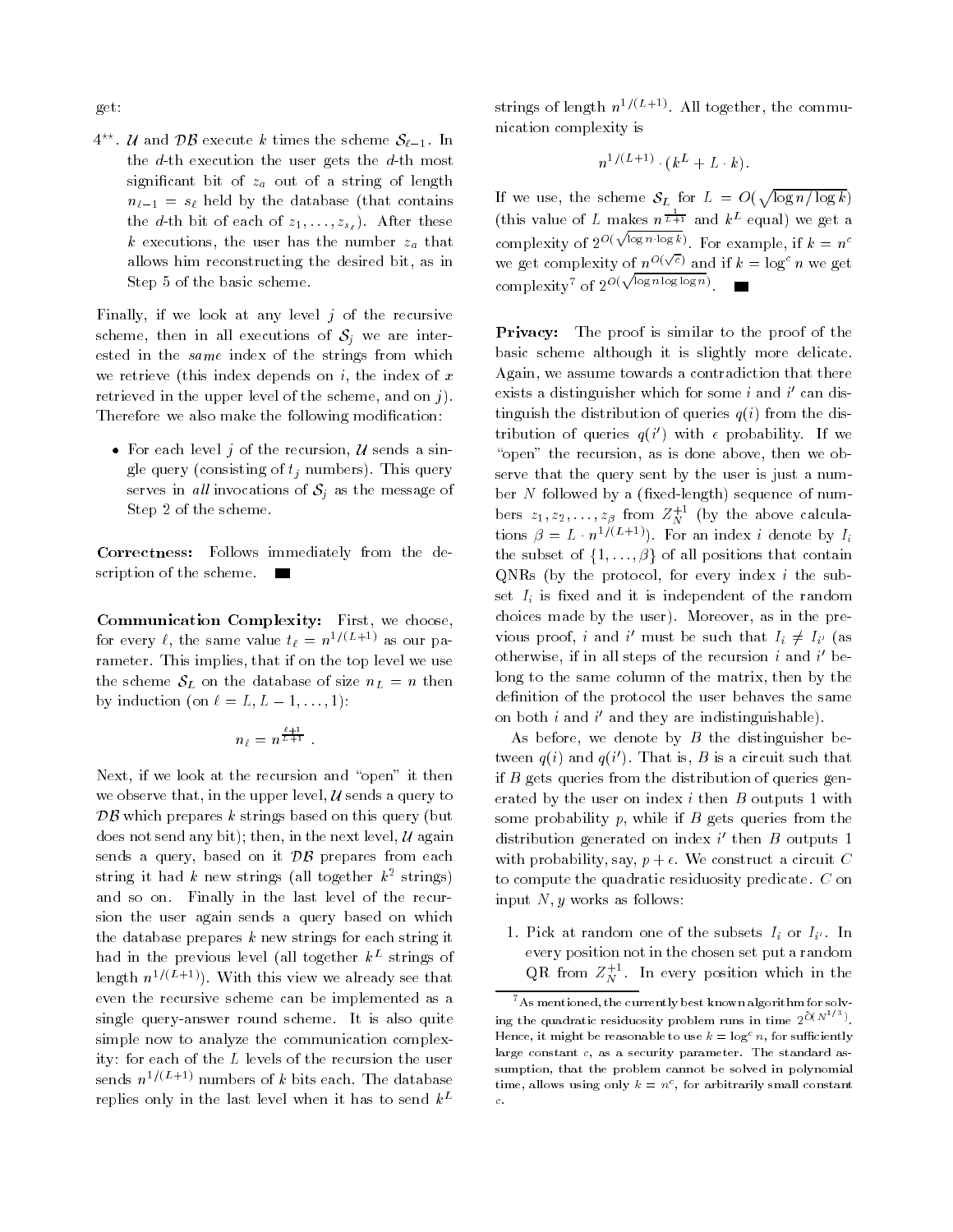get:

4**. $\mathcal{U}$ and $\mathcal{DB}$ execute $k$ times the scheme $\mathcal{S}_{\ell-1}$. In the $d$-th execution the user gets the $d$-th most significant bit of $z_a$ out of a string of length $n_{\ell-1} = s_\ell$ held by the database (that contains the $d$-th bit of each of $z_1, \ldots, z_{s_\ell}$). After these $k$ executions, the user has the number $z_a$ that allows him reconstructing the desired bit, as in Step 5 of the basic scheme.

Finally, if we look at any level $j$ of the recursive scheme, then in all executions of $\mathcal{S}_j$ we are interested in the *same* index of the strings from which we retrieve (this index depends on $i$, the index of $x$ retrieved in the upper level of the scheme, and on $j$). Therefore we also make the following modification:

- For each level $j$ of the recursion, $\mathcal{U}$ sends a single query (consisting of $t_j$ numbers). This query serves in *all* invocations of $\mathcal{S}_j$ as the message of Step 2 of the scheme.

**Correctness:** Follows immediately from the description of the scheme. ■

**Communication Complexity:** First, we choose, for every $\ell$, the same value $t_\ell = n^{1/(L+1)}$ as our parameter. This implies, that if on the top level we use the scheme $\mathcal{S}_L$ on the database of size $n_L = n$ then by induction (on $\ell = L, L-1, \ldots, 1$):

$$n_\ell = n^{\frac{\ell+1}{L+1}} .$$

Next, if we look at the recursion and "open" it then we observe that, in the upper level, $\mathcal{U}$ sends a query to $\mathcal{DB}$ which prepares $k$ strings based on this query (but does not send any bit); then, in the next level, $\mathcal{U}$ again sends a query, based on it $\mathcal{DB}$ prepares from each string it had $k$ new strings (all together $k^2$ strings) and so on. Finally in the last level of the recursion the user again sends a query based on which the database prepares $k$ new strings for each string it had in the previous level (all together $k^L$ strings of length $n^{1/(L+1)}$). With this view we already see that even the recursive scheme can be implemented as a single query-answer round scheme. It is also quite simple now to analyze the communication complexity: for each of the $L$ levels of the recursion the user sends $n^{1/(L+1)}$ numbers of $k$ bits each. The database replies only in the last level when it has to send $k^L$ strings of length $n^{1/(L+1)}$. All together, the communication complexity is

$$n^{1/(L+1)} \cdot (k^L + L \cdot k).$$

If we use, the scheme $\mathcal{S}_L$ for $L = O(\sqrt{\log n / \log k})$ (this value of $L$ makes $n^{\frac{1}{L+1}}$ and $k^L$ equal) we get a complexity of $2^{O(\sqrt{\log n \cdot \log k})}$. For example, if $k = n^c$ we get complexity of $n^{O(\sqrt{c})}$ and if $k = \log^c n$ we get complexity[7] of $2^{O(\sqrt{\log n \log\log n})}$. ■

**Privacy:** The proof is similar to the proof of the basic scheme although it is slightly more delicate. Again, we assume towards a contradiction that there exists a distinguisher which for some $i$ and $i'$ can distinguish the distribution of queries $q(i)$ from the distribution of queries $q(i')$ with $\epsilon$ probability. If we "open" the recursion, as is done above, then we observe that the query sent by the user is just a number $N$ followed by a (fixed-length) sequence of numbers $z_1, z_2, \ldots, z_\beta$ from $Z_N^{+1}$ (by the above calculations $\beta = L \cdot n^{1/(L+1)}$). For an index $i$ denote by $I_i$ the subset of $\{1, \ldots, \beta\}$ of all positions that contain QNRs (by the protocol, for every index $i$ the subset $I_i$ is fixed and it is independent of the random choices made by the user). Moreover, as in the previous proof, $i$ and $i'$ must be such that $I_i \neq I_{i'}$ (as otherwise, if in all steps of the recursion $i$ and $i'$ belong to the same column of the matrix, then by the definition of the protocol the user behaves the same on both $i$ and $i'$ and they are indistinguishable).

As before, we denote by $B$ the distinguisher between $q(i)$ and $q(i')$. That is, $B$ is a circuit such that if $B$ gets queries from the distribution of queries generated by the user on index $i$ then $B$ outputs 1 with some probability $p$, while if $B$ gets queries from the distribution generated on index $i'$ then $B$ outputs 1 with probability, say, $p + \epsilon$. We construct a circuit $C$ to compute the quadratic residuosity predicate. $C$ on input $N, y$ works as follows:

1. Pick at random one of the subsets $I_i$ or $I_{i'}$. In every position not in the chosen set put a random QR from $Z_N^{+1}$. In every position which in the

[7] As mentioned, the currently best known algorithm for solving the quadratic residuosity problem runs in time $2^{\tilde{O}(N^{1/3})}$. Hence, it might be reasonable to use $k = \log^c n$, for sufficiently large constant $c$, as a security parameter. The standard assumption, that the problem cannot be solved in polynomial time, allows using only $k = n^c$, for arbitrarily small constant $c$.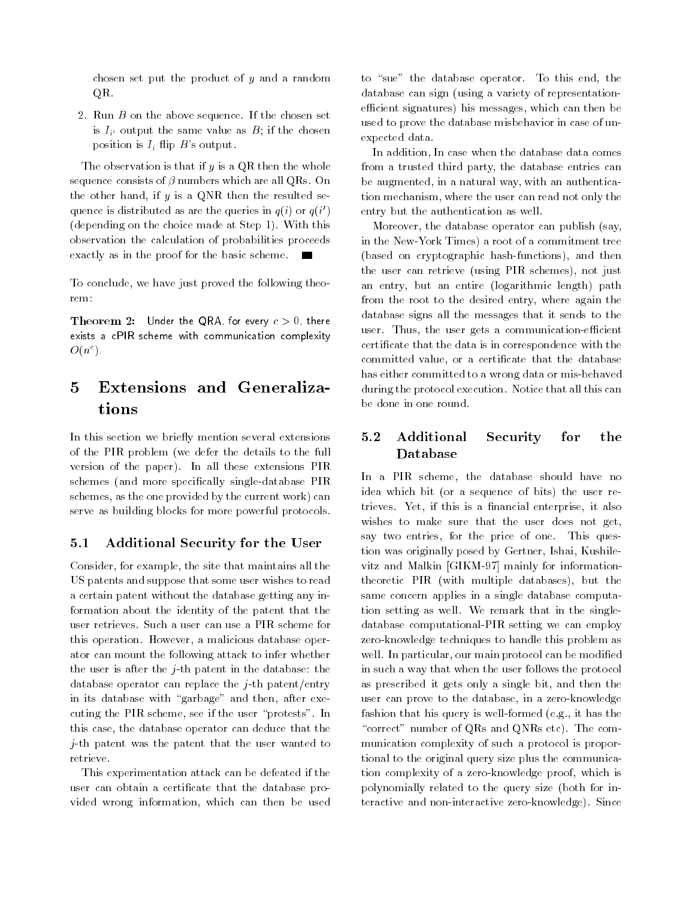chosen set put the product of $y$ and a random QR.

2. Run $B$ on the above sequence. If the chosen set is $I_{i'}$ output the same value as $B$; if the chosen position is $I_i$ flip $B$'s output.

The observation is that if $y$ is a QR then the whole sequence consists of $\beta$ numbers which are all QRs. On the other hand, if $y$ is a QNR then the resulted sequence is distributed as are the queries in $q(i)$ or $q(i')$ (depending on the choice made at Step 1). With this observation the calculation of probabilities proceeds exactly as in the proof for the basic scheme. ∎

To conclude, we have just proved the following theorem:

**Theorem 2:** Under the QRA, for every $c > 0$, there exists a cPIR scheme with communication complexity $O(n^c)$.

# 5 Extensions and Generalizations

In this section we briefly mention several extensions of the PIR problem (we defer the details to the full version of the paper). In all these extensions PIR schemes (and more specifically single-database PIR schemes, as the one provided by the current work) can serve as building blocks for more powerful protocols.

## 5.1 Additional Security for the User

Consider, for example, the site that maintains all the US patents and suppose that some user wishes to read a certain patent without the database getting any information about the identity of the patent that the user retrieves. Such a user can use a PIR scheme for this operation. However, a malicious database operator can mount the following attack to infer whether the user is after the $j$-th patent in the database: the database operator can replace the $j$-th patent/entry in its database with "garbage" and then, after executing the PIR scheme, see if the user "protests". In this case, the database operator can deduce that the $j$-th patent was the patent that the user wanted to retrieve.

This experimentation attack can be defeated if the user can obtain a certificate that the database provided wrong information, which can then be used to "sue" the database operator. To this end, the database can sign (using a variety of representation-efficient signatures) his messages, which can then be used to prove the database misbehavior in case of unexpected data.

In addition, In case when the database data comes from a trusted third party, the database entries can be augmented, in a natural way, with an authentication mechanism, where the user can read not only the entry but the authentication as well.

Moreover, the database operator can publish (say, in the New-York Times) a root of a commitment tree (based on cryptographic hash-functions), and then the user can retrieve (using PIR schemes), not just an entry, but an entire (logarithmic length) path from the root to the desired entry, where again the database signs all the messages that it sends to the user. Thus, the user gets a communication-efficient certificate that the data is in correspondence with the committed value, or a certificate that the database has either committed to a wrong data or mis-behaved during the protocol execution. Notice that all this can be done in one round.

## 5.2 Additional Security for the Database

In a PIR scheme, the database should have no idea which bit (or a sequence of bits) the user retrieves. Yet, if this is a financial enterprise, it also wishes to make sure that the user does not get, say two entries, for the price of one. This question was originally posed by Gertner, Ishai, Kushilevitz and Malkin [GIKM-97] mainly for information-theoretic PIR (with multiple databases), but the same concern applies in a single database computation setting as well. We remark that in the single-database computational-PIR setting we can employ zero-knowledge techniques to handle this problem as well. In particular, our main protocol can be modified in such a way that when the user follows the protocol as prescribed it gets only a single bit, and then the user can prove to the database, in a zero-knowledge fashion that his query is well-formed (e.g., it has the "correct" number of QRs and QNRs etc). The communication complexity of such a protocol is proportional to the original query size plus the communication complexity of a zero-knowledge proof, which is polynomially related to the query size (both for interactive and non-interactive zero-knowledge). Since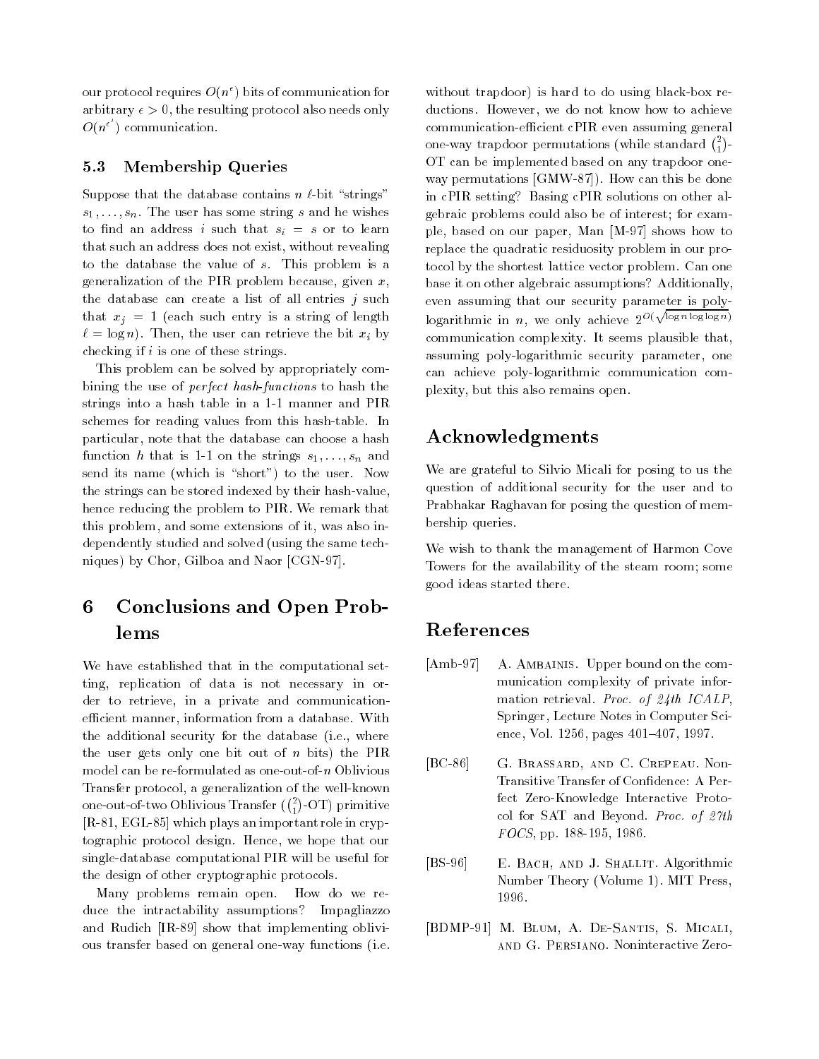our protocol requires $O(n^\epsilon)$ bits of communication for arbitrary $\epsilon > 0$, the resulting protocol also needs only $O(n^{\epsilon'})$ communication.

### 5.3 Membership Queries

Suppose that the database contains $n$ $\ell$-bit "strings" $s_1, \ldots, s_n$. The user has some string $s$ and he wishes to find an address $i$ such that $s_i = s$ or to learn that such an address does not exist, without revealing to the database the value of $s$. This problem is a generalization of the PIR problem because, given $x$, the database can create a list of all entries $j$ such that $x_j = 1$ (each such entry is a string of length $\ell = \log n$). Then, the user can retrieve the bit $x_i$ by checking if $i$ is one of these strings.

This problem can be solved by appropriately combining the use of *perfect hash-functions* to hash the strings into a hash table in a 1-1 manner and PIR schemes for reading values from this hash-table. In particular, note that the database can choose a hash function $h$ that is 1-1 on the strings $s_1, \ldots, s_n$ and send its name (which is "short") to the user. Now the strings can be stored indexed by their hash-value, hence reducing the problem to PIR. We remark that this problem, and some extensions of it, was also independently studied and solved (using the same techniques) by Chor, Gilboa and Naor [CGN-97].

## 6 Conclusions and Open Problems

We have established that in the computational setting, replication of data is not necessary in order to retrieve, in a private and communication-efficient manner, information from a database. With the additional security for the database (i.e., where the user gets only one bit out of $n$ bits) the PIR model can be re-formulated as one-out-of-$n$ Oblivious Transfer protocol, a generalization of the well-known one-out-of-two Oblivious Transfer ($\binom{2}{1}$-OT) primitive [R-81, EGL-85] which plays an important role in cryptographic protocol design. Hence, we hope that our single-database computational PIR will be useful for the design of other cryptographic protocols.

Many problems remain open. How do we reduce the intractability assumptions? Impagliazzo and Rudich [IR-89] show that implementing oblivious transfer based on general one-way functions (i.e. without trapdoor) is hard to do using black-box reductions. However, we do not know how to achieve communication-efficient cPIR even assuming general one-way trapdoor permutations (while standard $\binom{2}{1}$-OT can be implemented based on any trapdoor one-way permutations [GMW-87]). How can this be done in cPIR setting? Basing cPIR solutions on other algebraic problems could also be of interest; for example, based on our paper, Man [M-97] shows how to replace the quadratic residuosity problem in our protocol by the shortest lattice vector problem. Can one base it on other algebraic assumptions? Additionally, even assuming that our security parameter is poly-logarithmic in $n$, we only achieve $2^{O(\sqrt{\log n \log\log n})}$ communication complexity. It seems plausible that, assuming poly-logarithmic security parameter, one can achieve poly-logarithmic communication complexity, but this also remains open.

## Acknowledgments

We are grateful to Silvio Micali for posing to us the question of additional security for the user and to Prabhakar Raghavan for posing the question of membership queries.

We wish to thank the management of Harmon Cove Towers for the availability of the steam room; some good ideas started there.

## References

[Amb-97] A. Ambainis. Upper bound on the communication complexity of private information retrieval. *Proc. of 24th ICALP*, Springer, Lecture Notes in Computer Science, Vol. 1256, pages 401–407, 1997.

[BC-86] G. Brassard, and C. Crepeau. Non-Transitive Transfer of Confidence: A Perfect Zero-Knowledge Interactive Protocol for SAT and Beyond. *Proc. of 27th FOCS*, pp. 188-195, 1986.

[BS-96] E. Bach, and J. Shallit. Algorithmic Number Theory (Volume 1). MIT Press, 1996.

[BDMP-91] M. Blum, A. De-Santis, S. Micali, and G. Persiano. Noninteractive Zero-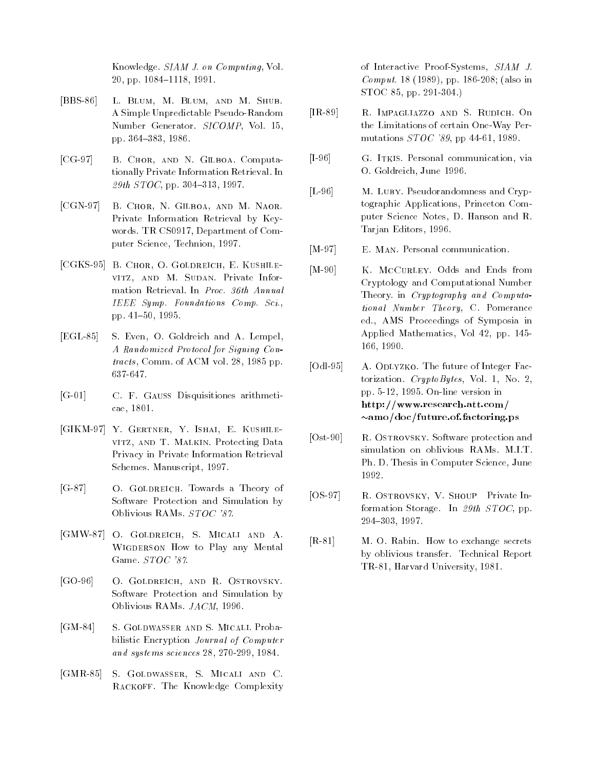Knowledge. *SIAM J. on Computing*, Vol. 20, pp. 1084–1118, 1991.

[BBS-86] L. Blum, M. Blum, and M. Shub. A Simple Unpredictable Pseudo-Random Number Generator. *SICOMP*, Vol. 15, pp. 364–383, 1986.

[CG-97] B. Chor, and N. Gilboa. Computationally Private Information Retrieval. In *29th STOC*, pp. 304–313, 1997.

[CGN-97] B. Chor, N. Gilboa, and M. Naor. Private Information Retrieval by Keywords. TR CS0917, Department of Computer Science, Technion, 1997.

[CGKS-95] B. Chor, O. Goldreich, E. Kushilevitz, and M. Sudan. Private Information Retrieval. In *Proc. 36th Annual IEEE Symp. Foundations Comp. Sci.*, pp. 41–50, 1995.

[EGL-85] S. Even, O. Goldreich and A. Lempel, *A Randomized Protocol for Signing Contracts*, Comm. of ACM vol. 28, 1985 pp. 637-647.

[G-01] C. F. Gauss Disquisitiones arithmeticae, 1801.

[GIKM-97] Y. Gertner, Y. Ishai, E. Kushilevitz, and T. Malkin. Protecting Data Privacy in Private Information Retrieval Schemes. Manuscript, 1997.

[G-87] O. Goldreich. Towards a Theory of Software Protection and Simulation by Oblivious RAMs. *STOC '87*.

[GMW-87] O. Goldreich, S. Micali and A. Wigderson How to Play any Mental Game. *STOC '87*.

[GO-96] O. Goldreich, and R. Ostrovsky. Software Protection and Simulation by Oblivious RAMs. *JACM*, 1996.

[GM-84] S. Goldwasser and S. Micali. Probabilistic Encryption *Journal of Computer and systems sciences* 28, 270-299, 1984.

[GMR-85] S. Goldwasser, S. Micali and C. Rackoff. The Knowledge Complexity of Interactive Proof-Systems, *SIAM J. Comput.* 18 (1989), pp. 186-208; (also in STOC 85, pp. 291-304.)

[IR-89] R. Impagliazzo and S. Rudich. On the Limitations of certain One-Way Permutations *STOC '89*, pp 44-61, 1989.

[I-96] G. Itkis. Personal communication, via O. Goldreich, June 1996.

[L-96] M. Luby. Pseudorandomness and Cryptographic Applications, Princeton Computer Science Notes, D. Hanson and R. Tarjan Editors, 1996.

[M-97] E. Man. Personal communication.

[M-90] K. McCurley. Odds and Ends from Cryptology and Computational Number Theory. in *Cryptography and Computational Number Theory*, C. Pomerance ed., AMS Proceedings of Symposia in Applied Mathematics, Vol 42, pp. 145-166, 1990.

[Odl-95] A. Odlyzko. The future of Integer Factorization. *CryptoBytes*, Vol. 1, No. 2, pp. 5-12, 1995. On-line version in **http://www.research.att.com/~amo/doc/future.of.factoring.ps**

[Ost-90] R. Ostrovsky. Software protection and simulation on oblivious RAMs. M.I.T. Ph. D. Thesis in Computer Science, June 1992.

[OS-97] R. Ostrovsky, V. Shoup Private Information Storage. In *29th STOC*, pp. 294–303, 1997.

[R-81] M. O. Rabin. How to exchange secrets by oblivious transfer. Technical Report TR-81, Harvard University, 1981.